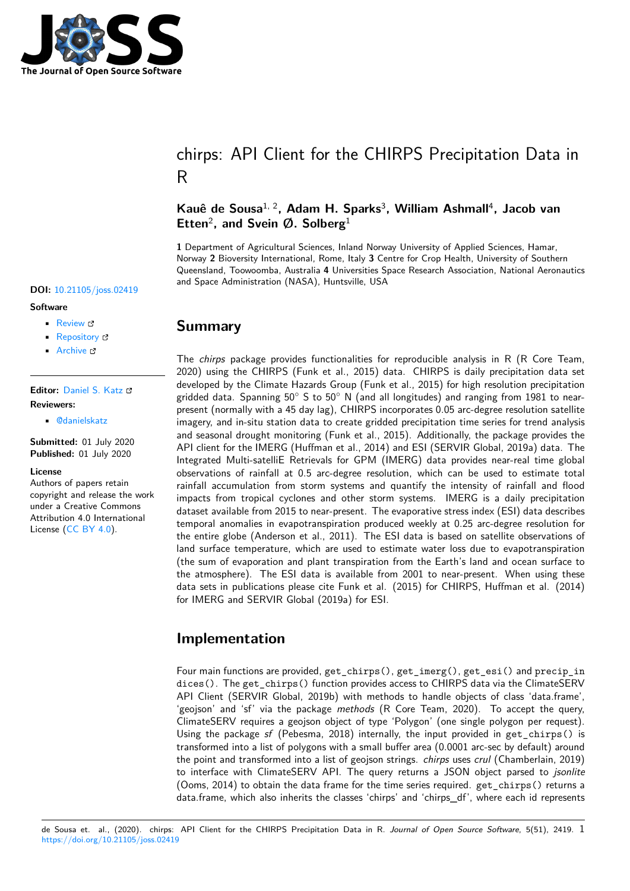# chirps: API Client for the CHIRPS Precipitation Data in R

**Kauê de Sousa**[1, 2], **Adam H. Sparks**[3], **William Ashmall**[4], **Jacob van Etten**[2], **and Svein Ø. Solberg**[1]

**1** Department of Agricultural Sciences, Inland Norway University of Applied Sciences, Hamar, Norway **2** Bioversity International, Rome, Italy **3** Centre for Crop Health, University of Southern Queensland, Toowoomba, Australia **4** Universities Space Research Association, National Aeronautics and Space Administration (NASA), Huntsville, USA

**DOI:** 10.21105/joss.02419

**Software**

- Review
- Repository
- Archive

**Editor:** Daniel S. Katz

**Reviewers:**

- @danielskatz

**Submitted:** 01 July 2020
**Published:** 01 July 2020

**License**
Authors of papers retain copyright and release the work under a Creative Commons Attribution 4.0 International License (CC BY 4.0).

## Summary

The *chirps* package provides functionalities for reproducible analysis in R (R Core Team, 2020) using the CHIRPS (Funk et al., 2015) data. CHIRPS is daily precipitation data set developed by the Climate Hazards Group (Funk et al., 2015) for high resolution precipitation gridded data. Spanning 50° S to 50° N (and all longitudes) and ranging from 1981 to near-present (normally with a 45 day lag), CHIRPS incorporates 0.05 arc-degree resolution satellite imagery, and in-situ station data to create gridded precipitation time series for trend analysis and seasonal drought monitoring (Funk et al., 2015). Additionally, the package provides the API client for the IMERG (Huffman et al., 2014) and ESI (SERVIR Global, 2019a) data. The Integrated Multi-satelliE Retrievals for GPM (IMERG) data provides near-real time global observations of rainfall at 0.5 arc-degree resolution, which can be used to estimate total rainfall accumulation from storm systems and quantify the intensity of rainfall and flood impacts from tropical cyclones and other storm systems. IMERG is a daily precipitation dataset available from 2015 to near-present. The evaporative stress index (ESI) data describes temporal anomalies in evapotranspiration produced weekly at 0.25 arc-degree resolution for the entire globe (Anderson et al., 2011). The ESI data is based on satellite observations of land surface temperature, which are used to estimate water loss due to evapotranspiration (the sum of evaporation and plant transpiration from the Earth's land and ocean surface to the atmosphere). The ESI data is available from 2001 to near-present. When using these data sets in publications please cite Funk et al. (2015) for CHIRPS, Huffman et al. (2014) for IMERG and SERVIR Global (2019a) for ESI.

## Implementation

Four main functions are provided, `get_chirps()`, `get_imerg()`, `get_esi()` and `precip_indices()`. The `get_chirps()` function provides access to CHIRPS data via the ClimateSERV API Client (SERVIR Global, 2019b) with methods to handle objects of class 'data.frame', 'geojson' and 'sf' via the package *methods* (R Core Team, 2020). To accept the query, ClimateSERV requires a geojson object of type 'Polygon' (one single polygon per request). Using the package *sf* (Pebesma, 2018) internally, the input provided in `get_chirps()` is transformed into a list of polygons with a small buffer area (0.0001 arc-sec by default) around the point and transformed into a list of geojson strings. *chirps* uses *crul* (Chamberlain, 2019) to interface with ClimateSERV API. The query returns a JSON object parsed to *jsonlite* (Ooms, 2014) to obtain the data frame for the time series required. `get_chirps()` returns a data.frame, which also inherits the classes 'chirps' and 'chirps_df', where each id represents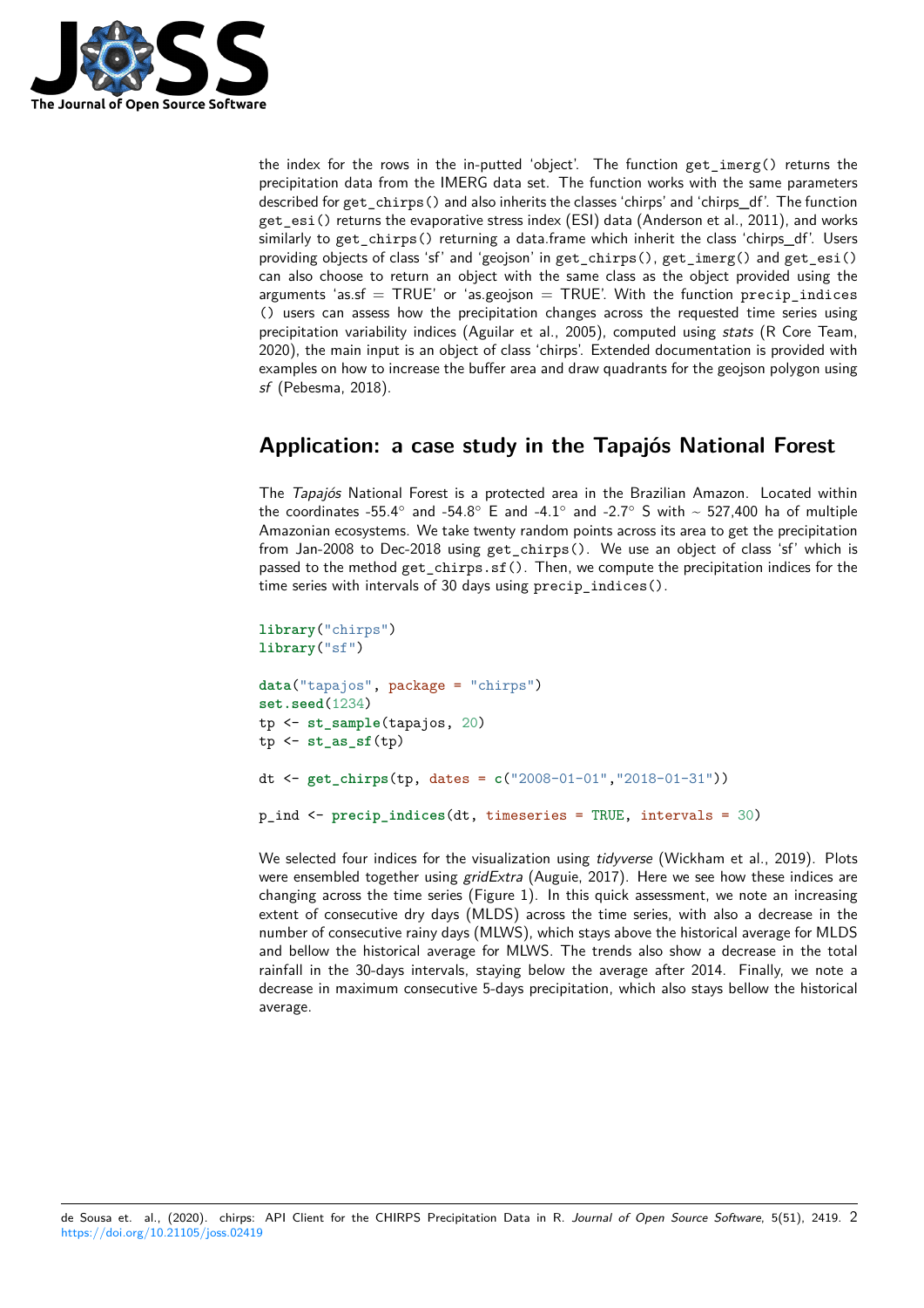the index for the rows in the in-putted 'object'. The function `get_imerg()` returns the precipitation data from the IMERG data set. The function works with the same parameters described for `get_chirps()` and also inherits the classes 'chirps' and 'chirps_df'. The function `get_esi()` returns the evaporative stress index (ESI) data (Anderson et al., 2011), and works similarly to `get_chirps()` returning a data.frame which inherit the class 'chirps_df'. Users providing objects of class 'sf' and 'geojson' in `get_chirps()`, `get_imerg()` and `get_esi()` can also choose to return an object with the same class as the object provided using the arguments 'as.sf = TRUE' or 'as.geojson = TRUE'. With the function `precip_indices()` users can assess how the precipitation changes across the requested time series using precipitation variability indices (Aguilar et al., 2005), computed using *stats* (R Core Team, 2020), the main input is an object of class 'chirps'. Extended documentation is provided with examples on how to increase the buffer area and draw quadrants for the geojson polygon using *sf* (Pebesma, 2018).

## Application: a case study in the Tapajós National Forest

The *Tapajós* National Forest is a protected area in the Brazilian Amazon. Located within the coordinates -55.4° and -54.8° E and -4.1° and -2.7° S with ~ 527,400 ha of multiple Amazonian ecosystems. We take twenty random points across its area to get the precipitation from Jan-2008 to Dec-2018 using `get_chirps()`. We use an object of class 'sf' which is passed to the method `get_chirps.sf()`. Then, we compute the precipitation indices for the time series with intervals of 30 days using `precip_indices()`.

```
library("chirps")
library("sf")

data("tapajos", package = "chirps")
set.seed(1234)
tp <- st_sample(tapajos, 20)
tp <- st_as_sf(tp)

dt <- get_chirps(tp, dates = c("2008-01-01","2018-01-31"))

p_ind <- precip_indices(dt, timeseries = TRUE, intervals = 30)
```

We selected four indices for the visualization using *tidyverse* (Wickham et al., 2019). Plots were ensembled together using *gridExtra* (Auguie, 2017). Here we see how these indices are changing across the time series (Figure 1). In this quick assessment, we note an increasing extent of consecutive dry days (MLDS) across the time series, with also a decrease in the number of consecutive rainy days (MLWS), which stays above the historical average for MLDS and bellow the historical average for MLWS. The trends also show a decrease in the total rainfall in the 30-days intervals, staying below the average after 2014. Finally, we note a decrease in maximum consecutive 5-days precipitation, which also stays bellow the historical average.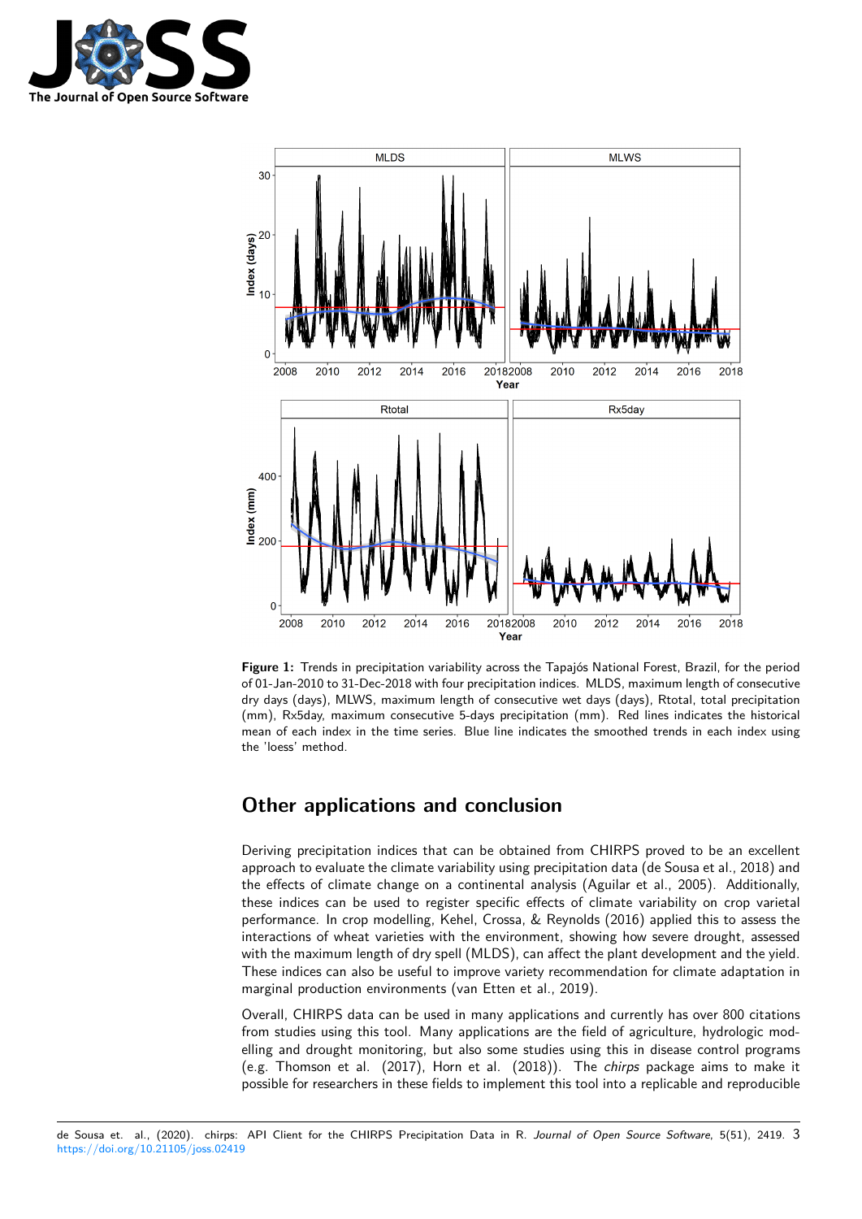**Figure 1:** Trends in precipitation variability across the Tapajós National Forest, Brazil, for the period of 01-Jan-2010 to 31-Dec-2018 with four precipitation indices. MLDS, maximum length of consecutive dry days (days), MLWS, maximum length of consecutive wet days (days), Rtotal, total precipitation (mm), Rx5day, maximum consecutive 5-days precipitation (mm). Red lines indicates the historical mean of each index in the time series. Blue line indicates the smoothed trends in each index using the 'loess' method.

## Other applications and conclusion

Deriving precipitation indices that can be obtained from CHIRPS proved to be an excellent approach to evaluate the climate variability using precipitation data (de Sousa et al., 2018) and the effects of climate change on a continental analysis (Aguilar et al., 2005). Additionally, these indices can be used to register specific effects of climate variability on crop varietal performance. In crop modelling, Kehel, Crossa, & Reynolds (2016) applied this to assess the interactions of wheat varieties with the environment, showing how severe drought, assessed with the maximum length of dry spell (MLDS), can affect the plant development and the yield. These indices can also be useful to improve variety recommendation for climate adaptation in marginal production environments (van Etten et al., 2019).

Overall, CHIRPS data can be used in many applications and currently has over 800 citations from studies using this tool. Many applications are the field of agriculture, hydrologic modelling and drought monitoring, but also some studies using this in disease control programs (e.g. Thomson et al. (2017), Horn et al. (2018)). The *chirps* package aims to make it possible for researchers in these fields to implement this tool into a replicable and reproducible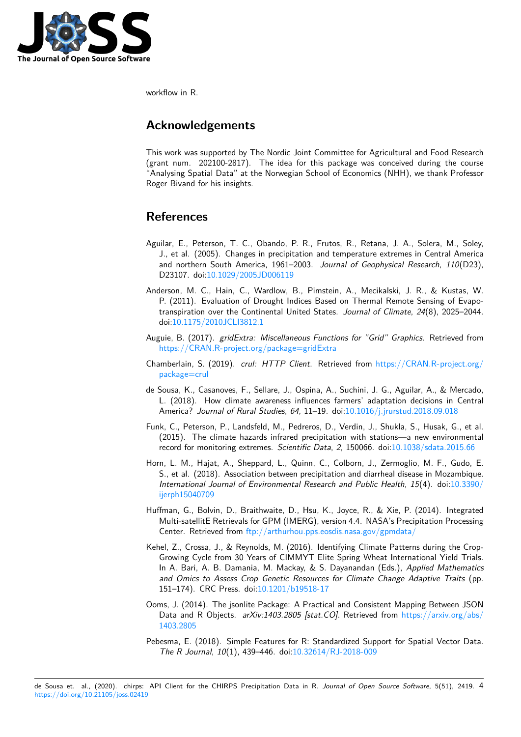workflow in R.

## Acknowledgements

This work was supported by The Nordic Joint Committee for Agricultural and Food Research (grant num. 202100-2817). The idea for this package was conceived during the course "Analysing Spatial Data" at the Norwegian School of Economics (NHH), we thank Professor Roger Bivand for his insights.

## References

Aguilar, E., Peterson, T. C., Obando, P. R., Frutos, R., Retana, J. A., Solera, M., Soley, J., et al. (2005). Changes in precipitation and temperature extremes in Central America and northern South America, 1961–2003. *Journal of Geophysical Research*, *110*(D23), D23107. doi:10.1029/2005JD006119

Anderson, M. C., Hain, C., Wardlow, B., Pimstein, A., Mecikalski, J. R., & Kustas, W. P. (2011). Evaluation of Drought Indices Based on Thermal Remote Sensing of Evapotranspiration over the Continental United States. *Journal of Climate*, *24*(8), 2025–2044. doi:10.1175/2010JCLI3812.1

Auguie, B. (2017). *gridExtra: Miscellaneous Functions for "Grid" Graphics*. Retrieved from https://CRAN.R-project.org/package=gridExtra

Chamberlain, S. (2019). *crul: HTTP Client*. Retrieved from https://CRAN.R-project.org/package=crul

de Sousa, K., Casanoves, F., Sellare, J., Ospina, A., Suchini, J. G., Aguilar, A., & Mercado, L. (2018). How climate awareness influences farmers' adaptation decisions in Central America? *Journal of Rural Studies*, *64*, 11–19. doi:10.1016/j.jrurstud.2018.09.018

Funk, C., Peterson, P., Landsfeld, M., Pedreros, D., Verdin, J., Shukla, S., Husak, G., et al. (2015). The climate hazards infrared precipitation with stations—a new environmental record for monitoring extremes. *Scientific Data*, *2*, 150066. doi:10.1038/sdata.2015.66

Horn, L. M., Hajat, A., Sheppard, L., Quinn, C., Colborn, J., Zermoglio, M. F., Gudo, E. S., et al. (2018). Association between precipitation and diarrheal disease in Mozambique. *International Journal of Environmental Research and Public Health*, *15*(4). doi:10.3390/ijerph15040709

Huffman, G., Bolvin, D., Braithwaite, D., Hsu, K., Joyce, R., & Xie, P. (2014). Integrated Multi-satellitE Retrievals for GPM (IMERG), version 4.4. NASA's Precipitation Processing Center. Retrieved from ftp://arthurhou.pps.eosdis.nasa.gov/gpmdata/

Kehel, Z., Crossa, J., & Reynolds, M. (2016). Identifying Climate Patterns during the Crop-Growing Cycle from 30 Years of CIMMYT Elite Spring Wheat International Yield Trials. In A. Bari, A. B. Damania, M. Mackay, & S. Dayanandan (Eds.), *Applied Mathematics and Omics to Assess Crop Genetic Resources for Climate Change Adaptive Traits* (pp. 151–174). CRC Press. doi:10.1201/b19518-17

Ooms, J. (2014). The jsonlite Package: A Practical and Consistent Mapping Between JSON Data and R Objects. *arXiv:1403.2805 [stat.CO]*. Retrieved from https://arxiv.org/abs/1403.2805

Pebesma, E. (2018). Simple Features for R: Standardized Support for Spatial Vector Data. *The R Journal*, *10*(1), 439–446. doi:10.32614/RJ-2018-009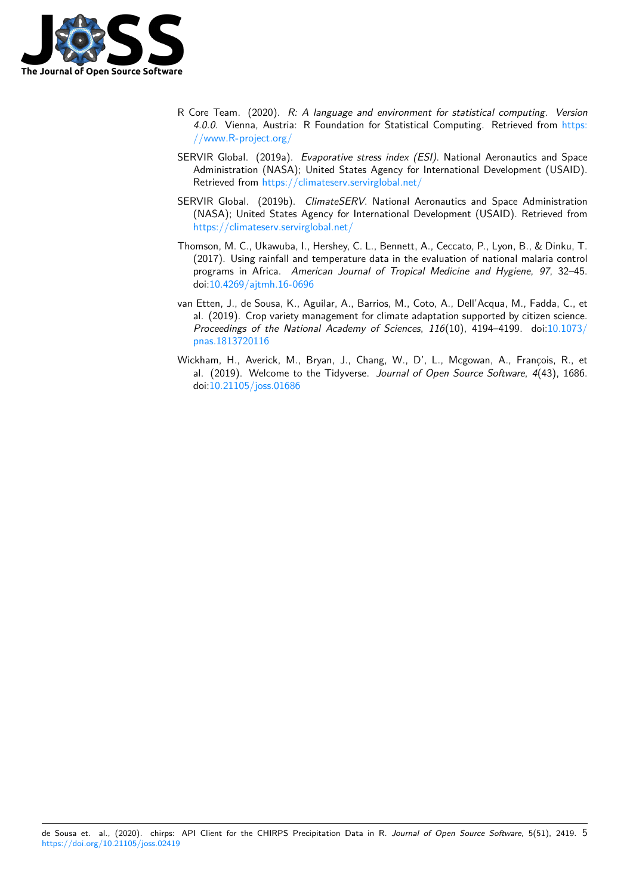R Core Team. (2020). *R: A language and environment for statistical computing. Version 4.0.0*. Vienna, Austria: R Foundation for Statistical Computing. Retrieved from https://www.R-project.org/

SERVIR Global. (2019a). *Evaporative stress index (ESI)*. National Aeronautics and Space Administration (NASA); United States Agency for International Development (USAID). Retrieved from https://climateserv.servirglobal.net/

SERVIR Global. (2019b). *ClimateSERV*. National Aeronautics and Space Administration (NASA); United States Agency for International Development (USAID). Retrieved from https://climateserv.servirglobal.net/

Thomson, M. C., Ukawuba, I., Hershey, C. L., Bennett, A., Ceccato, P., Lyon, B., & Dinku, T. (2017). Using rainfall and temperature data in the evaluation of national malaria control programs in Africa. *American Journal of Tropical Medicine and Hygiene*, *97*, 32–45. doi:10.4269/ajtmh.16-0696

van Etten, J., de Sousa, K., Aguilar, A., Barrios, M., Coto, A., Dell'Acqua, M., Fadda, C., et al. (2019). Crop variety management for climate adaptation supported by citizen science. *Proceedings of the National Academy of Sciences*, *116*(10), 4194–4199. doi:10.1073/pnas.1813720116

Wickham, H., Averick, M., Bryan, J., Chang, W., D', L., Mcgowan, A., François, R., et al. (2019). Welcome to the Tidyverse. *Journal of Open Source Software*, *4*(43), 1686. doi:10.21105/joss.01686